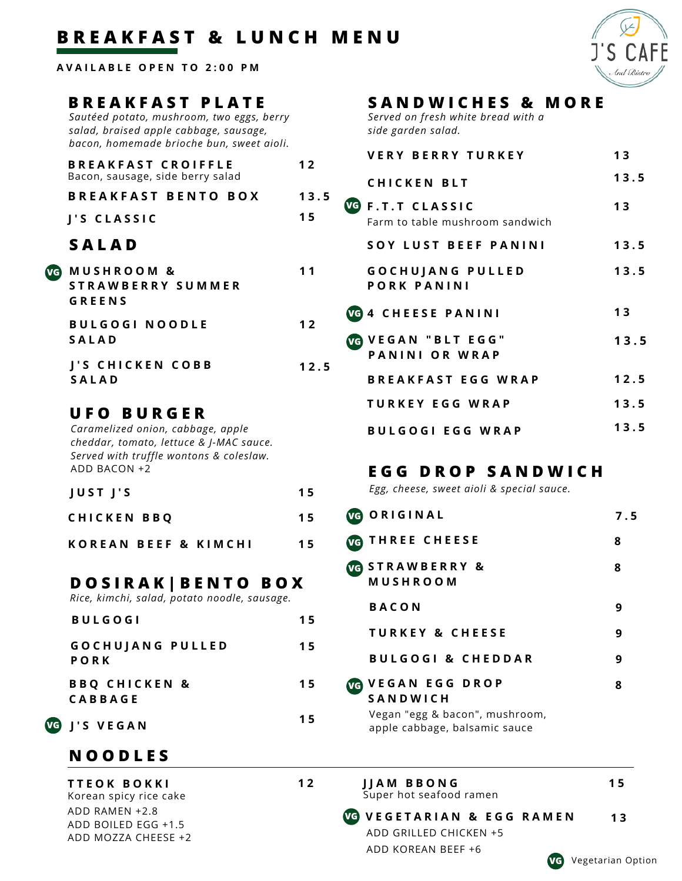# BREAKFAST & LUNCH MENU

**AVAILABLE OPEN TO 2:00 PM**

J'S CAFE And Bistro

## BREAKFAST PLATE

*Sautéed potato, mushroom, two eggs, berry salad, braised apple cabbage, sausage, bacon, homemade brioche bun, sweet aioli.*

| Item | Price |
|---|---|
| **BREAKFAST CROIFFLE** Bacon, sausage, side berry salad | 12 |
| **BREAKFAST BENTO BOX** | 13.5 |
| **J'S CLASSIC** | 15 |

## SALAD

| Item | Price |
|---|---|
| (VG) **MUSHROOM & STRAWBERRY SUMMER GREENS** | 11 |
| **BULGOGI NOODLE SALAD** | 12 |
| **J'S CHICKEN COBB SALAD** | 12.5 |

## UFO BURGER

*Caramelized onion, cabbage, apple cheddar, tomato, lettuce & J-MAC sauce. Served with truffle wontons & coleslaw.*

ADD BACON +2

| Item | Price |
|---|---|
| **JUST J'S** | 15 |
| **CHICKEN BBQ** | 15 |
| **KOREAN BEEF & KIMCHI** | 15 |

## DOSIRAK|BENTO BOX

*Rice, kimchi, salad, potato noodle, sausage.*

| Item | Price |
|---|---|
| **BULGOGI** | 15 |
| **GOCHUJANG PULLED PORK** | 15 |
| **BBQ CHICKEN & CABBAGE** | 15 |
| (VG) **J'S VEGAN** | 15 |

## SANDWICHES & MORE

*Served on fresh white bread with a side garden salad.*

| Item | Price |
|---|---|
| **VERY BERRY TURKEY** | 13 |
| **CHICKEN BLT** | 13.5 |
| (VG) **F.T.T CLASSIC** Farm to table mushroom sandwich | 13 |
| **SOY LUST BEEF PANINI** | 13.5 |
| **GOCHUJANG PULLED PORK PANINI** | 13.5 |
| (VG) **4 CHEESE PANINI** | 13 |
| (VG) **VEGAN "BLT EGG" PANINI OR WRAP** | 13.5 |
| **BREAKFAST EGG WRAP** | 12.5 |
| **TURKEY EGG WRAP** | 13.5 |
| **BULGOGI EGG WRAP** | 13.5 |

## EGG DROP SANDWICH

*Egg, cheese, sweet aioli & special sauce.*

| Item | Price |
|---|---|
| (VG) **ORIGINAL** | 7.5 |
| (VG) **THREE CHEESE** | 8 |
| (VG) **STRAWBERRY & MUSHROOM** | 8 |
| **BACON** | 9 |
| **TURKEY & CHEESE** | 9 |
| **BULGOGI & CHEDDAR** | 9 |
| (VG) **VEGAN EGG DROP SANDWICH** Vegan "egg & bacon", mushroom, apple cabbage, balsamic sauce | 8 |

## NOODLES

| Item | Price |
|---|---|
| **TTEOK BOKKI** Korean spicy rice cake<br>ADD RAMEN +2.8<br>ADD BOILED EGG +1.5<br>ADD MOZZA CHEESE +2 | 12 |
| **JJAM BBONG** Super hot seafood ramen | 15 |
| (VG) **VEGETARIAN & EGG RAMEN**<br>ADD GRILLED CHICKEN +5<br>ADD KOREAN BEEF +6 | 13 |

(VG) Vegetarian Option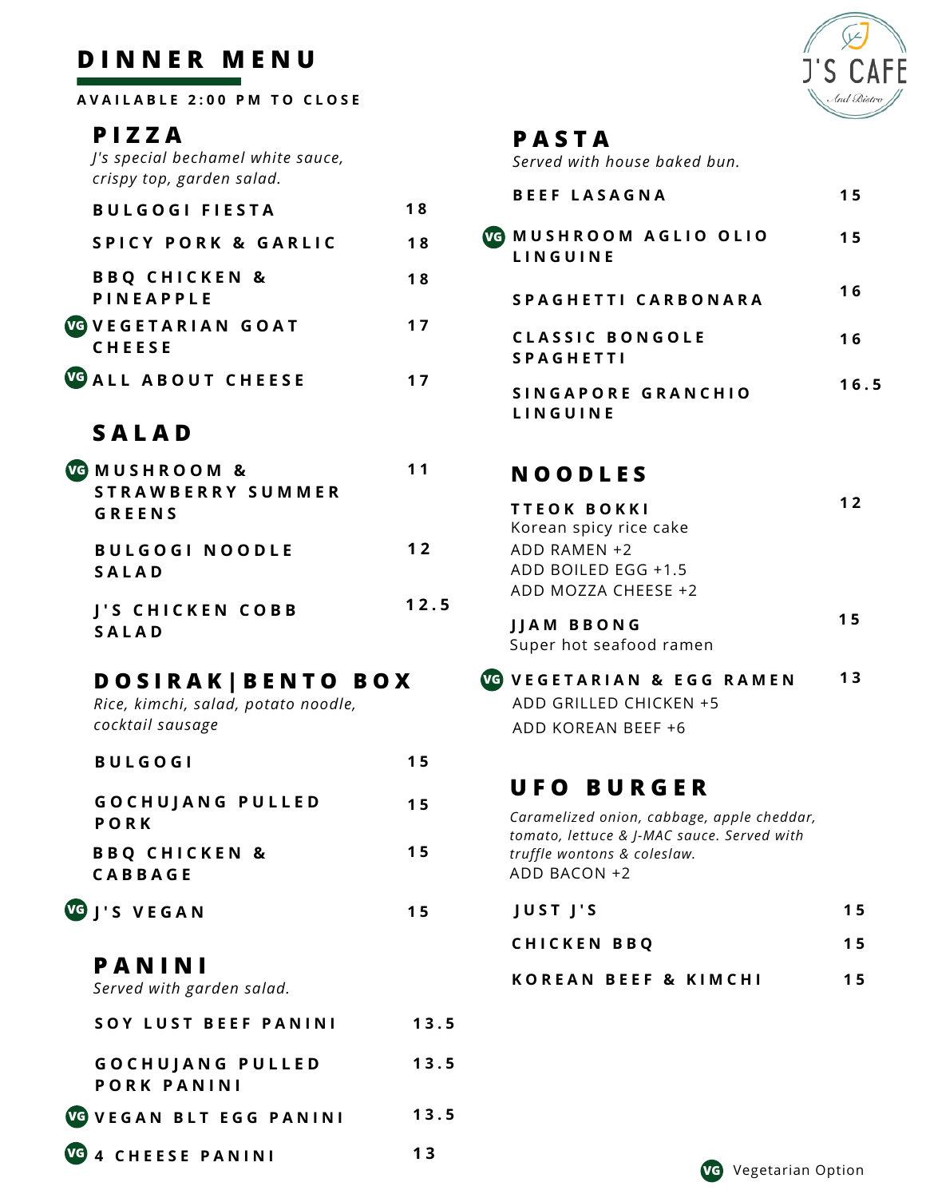# DINNER MENU

**AVAILABLE 2:00 PM TO CLOSE**

J'S CAFE And Bistro

## PIZZA

*J's special bechamel white sauce, crispy top, garden salad.*

| | |
|---|---|
| BULGOGI FIESTA | 18 |
| SPICY PORK & GARLIC | 18 |
| BBQ CHICKEN & PINEAPPLE | 18 |
| VG VEGETARIAN GOAT CHEESE | 17 |
| VG ALL ABOUT CHEESE | 17 |

## SALAD

| | |
|---|---|
| VG MUSHROOM & STRAWBERRY SUMMER GREENS | 11 |
| BULGOGI NOODLE SALAD | 12 |
| J'S CHICKEN COBB SALAD | 12.5 |

## DOSIRAK|BENTO BOX

*Rice, kimchi, salad, potato noodle, cocktail sausage*

| | |
|---|---|
| BULGOGI | 15 |
| GOCHUJANG PULLED PORK | 15 |
| BBQ CHICKEN & CABBAGE | 15 |
| VG J'S VEGAN | 15 |

## PANINI

*Served with garden salad.*

| | |
|---|---|
| SOY LUST BEEF PANINI | 13.5 |
| GOCHUJANG PULLED PORK PANINI | 13.5 |
| VG VEGAN BLT EGG PANINI | 13.5 |
| VG 4 CHEESE PANINI | 13 |

## PASTA

*Served with house baked bun.*

| | |
|---|---|
| BEEF LASAGNA | 15 |
| VG MUSHROOM AGLIO OLIO LINGUINE | 15 |
| SPAGHETTI CARBONARA | 16 |
| CLASSIC BONGOLE SPAGHETTI | 16 |
| SINGAPORE GRANCHIO LINGUINE | 16.5 |

## NOODLES

**TTEOK BOKKI** — 12
Korean spicy rice cake
ADD RAMEN +2
ADD BOILED EGG +1.5
ADD MOZZA CHEESE +2

**JJAM BBONG** — 15
Super hot seafood ramen

**VG VEGETARIAN & EGG RAMEN** — 13
ADD GRILLED CHICKEN +5
ADD KOREAN BEEF +6

## UFO BURGER

*Caramelized onion, cabbage, apple cheddar, tomato, lettuce & J-MAC sauce. Served with truffle wontons & coleslaw.*
ADD BACON +2

| | |
|---|---|
| JUST J'S | 15 |
| CHICKEN BBQ | 15 |
| KOREAN BEEF & KIMCHI | 15 |

VG Vegetarian Option